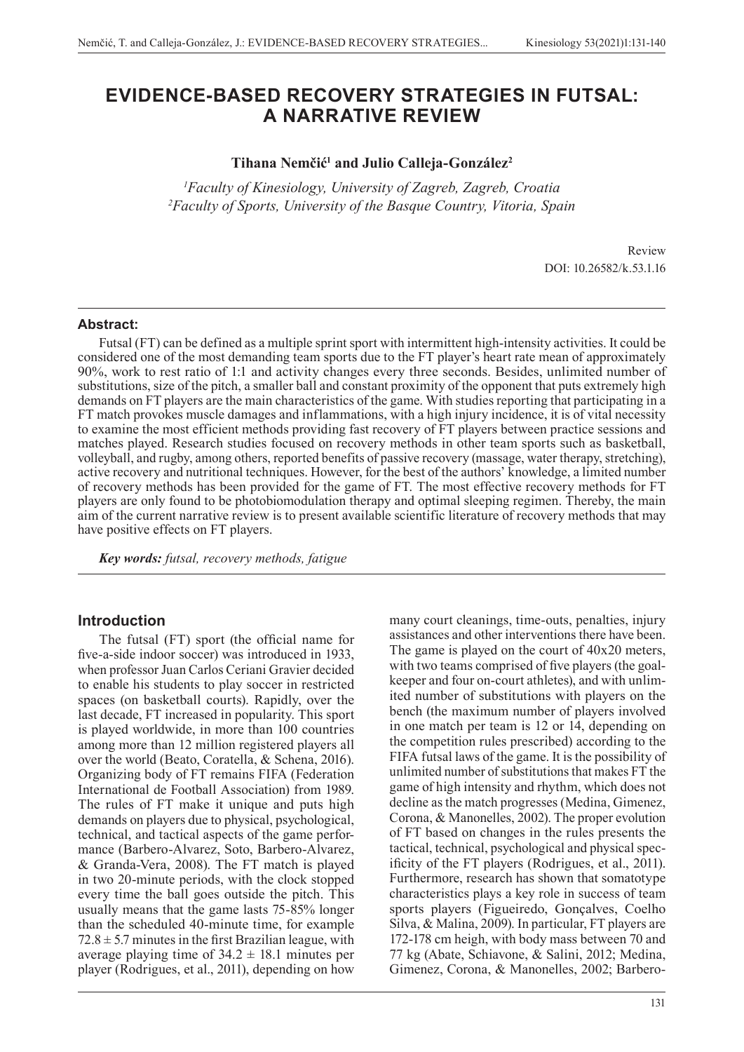# EVIDENCE-BASED RECOVERY STRATEGIES IN FUTSAL: A NARRATIVE REVIEW

**Tihana Nemčić[1] and Julio Calleja-González[2]**

*[1]Faculty of Kinesiology, University of Zagreb, Zagreb, Croatia*
*[2]Faculty of Sports, University of the Basque Country, Vitoria, Spain*

Review
DOI: 10.26582/k.53.1.16

## Abstract:

Futsal (FT) can be defined as a multiple sprint sport with intermittent high-intensity activities. It could be considered one of the most demanding team sports due to the FT player's heart rate mean of approximately 90%, work to rest ratio of 1:1 and activity changes every three seconds. Besides, unlimited number of substitutions, size of the pitch, a smaller ball and constant proximity of the opponent that puts extremely high demands on FT players are the main characteristics of the game. With studies reporting that participating in a FT match provokes muscle damages and inflammations, with a high injury incidence, it is of vital necessity to examine the most efficient methods providing fast recovery of FT players between practice sessions and matches played. Research studies focused on recovery methods in other team sports such as basketball, volleyball, and rugby, among others, reported benefits of passive recovery (massage, water therapy, stretching), active recovery and nutritional techniques. However, for the best of the authors' knowledge, a limited number of recovery methods has been provided for the game of FT. The most effective recovery methods for FT players are only found to be photobiomodulation therapy and optimal sleeping regimen. Thereby, the main aim of the current narrative review is to present available scientific literature of recovery methods that may have positive effects on FT players.

***Key words:*** *futsal, recovery methods, fatigue*

## Introduction

The futsal (FT) sport (the official name for five-a-side indoor soccer) was introduced in 1933, when professor Juan Carlos Ceriani Gravier decided to enable his students to play soccer in restricted spaces (on basketball courts). Rapidly, over the last decade, FT increased in popularity. This sport is played worldwide, in more than 100 countries among more than 12 million registered players all over the world (Beato, Coratella, & Schena, 2016). Organizing body of FT remains FIFA (Federation International de Football Association) from 1989. The rules of FT make it unique and puts high demands on players due to physical, psychological, technical, and tactical aspects of the game performance (Barbero-Alvarez, Soto, Barbero-Alvarez, & Granda-Vera, 2008). The FT match is played in two 20-minute periods, with the clock stopped every time the ball goes outside the pitch. This usually means that the game lasts 75-85% longer than the scheduled 40-minute time, for example $72.8 \pm 5.7$ minutes in the first Brazilian league, with average playing time of $34.2 \pm 18.1$ minutes per player (Rodrigues, et al., 2011), depending on how many court cleanings, time-outs, penalties, injury assistances and other interventions there have been. The game is played on the court of 40x20 meters, with two teams comprised of five players (the goalkeeper and four on-court athletes), and with unlimited number of substitutions with players on the bench (the maximum number of players involved in one match per team is 12 or 14, depending on the competition rules prescribed) according to the FIFA futsal laws of the game. It is the possibility of unlimited number of substitutions that makes FT the game of high intensity and rhythm, which does not decline as the match progresses (Medina, Gimenez, Corona, & Manonelles, 2002). The proper evolution of FT based on changes in the rules presents the tactical, technical, psychological and physical specificity of the FT players (Rodrigues, et al., 2011). Furthermore, research has shown that somatotype characteristics plays a key role in success of team sports players (Figueiredo, Gonçalves, Coelho Silva, & Malina, 2009). In particular, FT players are 172-178 cm heigh, with body mass between 70 and 77 kg (Abate, Schiavone, & Salini, 2012; Medina, Gimenez, Corona, & Manonelles, 2002; Barbero-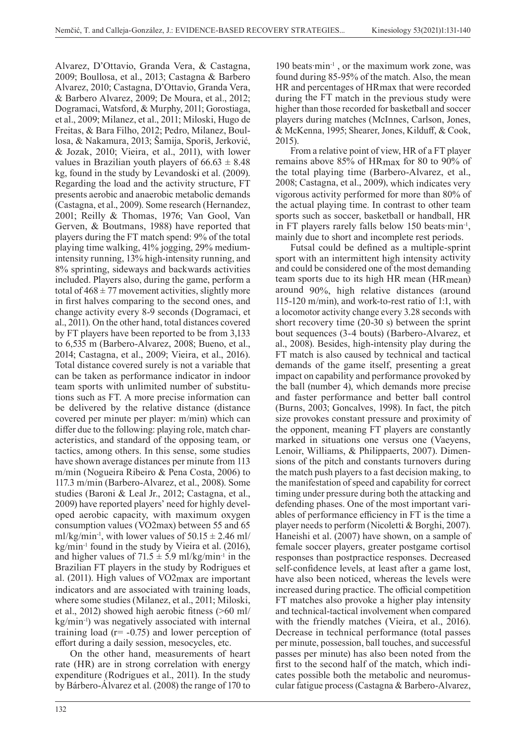Alvarez, D'Ottavio, Granda Vera, & Castagna, 2009; Boullosa, et al., 2013; Castagna & Barbero Alvarez, 2010; Castagna, D'Ottavio, Granda Vera, & Barbero Alvarez, 2009; De Moura, et al., 2012; Dogramaci, Watsford, & Murphy, 2011; Gorostiaga, et al., 2009; Milanez, et al., 2011; Miloski, Hugo de Freitas, & Bara Filho, 2012; Pedro, Milanez, Boullosa, & Nakamura, 2013; Šamija, Sporiš, Jerković, & Jozak, 2010; Vieira, et al., 2011), with lower values in Brazilian youth players of $66.63 \pm 8.48$ kg, found in the study by Levandoski et al. (2009). Regarding the load and the activity structure, FT presents aerobic and anaerobic metabolic demands (Castagna, et al., 2009). Some research (Hernandez, 2001; Reilly & Thomas, 1976; Van Gool, Van Gerven, & Boutmans, 1988) have reported that players during the FT match spend: 9% of the total playing time walking, 41% jogging, 29% medium-intensity running, 13% high-intensity running, and 8% sprinting, sideways and backwards activities included. Players also, during the game, perform a total of $468 \pm 77$ movement activities, slightly more in first halves comparing to the second ones, and change activity every 8-9 seconds (Dogramaci, et al., 2011). On the other hand, total distances covered by FT players have been reported to be from 3,133 to 6,535 m (Barbero-Alvarez, 2008; Bueno, et al., 2014; Castagna, et al., 2009; Vieira, et al., 2016). Total distance covered surely is not a variable that can be taken as performance indicator in indoor team sports with unlimited number of substitutions such as FT. A more precise information can be delivered by the relative distance (distance covered per minute per player: m/min) which can differ due to the following: playing role, match characteristics, and standard of the opposing team, or tactics, among others. In this sense, some studies have shown average distances per minute from 113 m/min (Nogueira Ribeiro & Pena Costa, 2006) to 117.3 m/min (Barbero-Alvarez, et al., 2008). Some studies (Baroni & Leal Jr., 2012; Castagna, et al., 2009) have reported players' need for highly developed aerobic capacity, with maximum oxygen consumption values (VO2max) between 55 and 65 ml/kg/min$^{-1}$, with lower values of $50.15 \pm 2.46$ ml/kg/min$^{-1}$ found in the study by Vieira et al. (2016), and higher values of $71.5 \pm 5.9$ ml/kg/min$^{-1}$ in the Brazilian FT players in the study by Rodrigues et al. (2011). High values of $VO2_{max}$ are important indicators and are associated with training loads, where some studies (Milanez, et al., 2011; Miloski, et al., 2012) showed high aerobic fitness (>60 ml/kg/min$^{-1}$) was negatively associated with internal training load ($r = -0.75$) and lower perception of effort during a daily session, mesocycles, etc.

On the other hand, measurements of heart rate (HR) are in strong correlation with energy expenditure (Rodrigues et al., 2011). In the study by Bárbero-Álvarez et al. (2008) the range of 170 to 190 beats·min$^{-1}$, or the maximum work zone, was found during 85-95% of the match. Also, the mean HR and percentages of HRmax that were recorded during the FT match in the previous study were higher than those recorded for basketball and soccer players during matches (McInnes, Carlson, Jones, & McKenna, 1995; Shearer, Jones, Kilduff, & Cook, 2015).

From a relative point of view, HR of a FT player remains above 85% of $HR_{max}$ for 80 to 90% of the total playing time (Barbero-Alvarez, et al., 2008; Castagna, et al., 2009), which indicates very vigorous activity performed for more than 80% of the actual playing time. In contrast to other team sports such as soccer, basketball or handball, HR in FT players rarely falls below 150 beats·min$^{-1}$, mainly due to short and incomplete rest periods.

Futsal could be defined as a multiple-sprint sport with an intermittent high intensity activity and could be considered one of the most demanding team sports due to its high HR mean ($HR_{mean}$) around 90%, high relative distances (around 115-120 m/min), and work-to-rest ratio of 1:1, with a locomotor activity change every 3.28 seconds with short recovery time (20-30 s) between the sprint bout sequences (3-4 bouts) (Barbero-Alvarez, et al., 2008). Besides, high-intensity play during the FT match is also caused by technical and tactical demands of the game itself, presenting a great impact on capability and performance provoked by the ball (number 4), which demands more precise and faster performance and better ball control (Burns, 2003; Goncalves, 1998). In fact, the pitch size provokes constant pressure and proximity of the opponent, meaning FT players are constantly marked in situations one versus one (Vaeyens, Lenoir, Williams, & Philippaerts, 2007). Dimensions of the pitch and constants turnovers during the match push players to a fast decision making, to the manifestation of speed and capability for correct timing under pressure during both the attacking and defending phases. One of the most important variables of performance efficiency in FT is the time a player needs to perform (Nicoletti & Borghi, 2007). Haneishi et al. (2007) have shown, on a sample of female soccer players, greater postgame cortisol responses than postpractice responses. Decreased self-confidence levels, at least after a game lost, have also been noticed, whereas the levels were increased during practice. The official competition FT matches also provoke a higher play intensity and technical-tactical involvement when compared with the friendly matches (Vieira, et al., 2016). Decrease in technical performance (total passes per minute, possession, ball touches, and successful passes per minute) has also been noted from the first to the second half of the match, which indicates possible both the metabolic and neuromuscular fatigue process (Castagna & Barbero-Alvarez,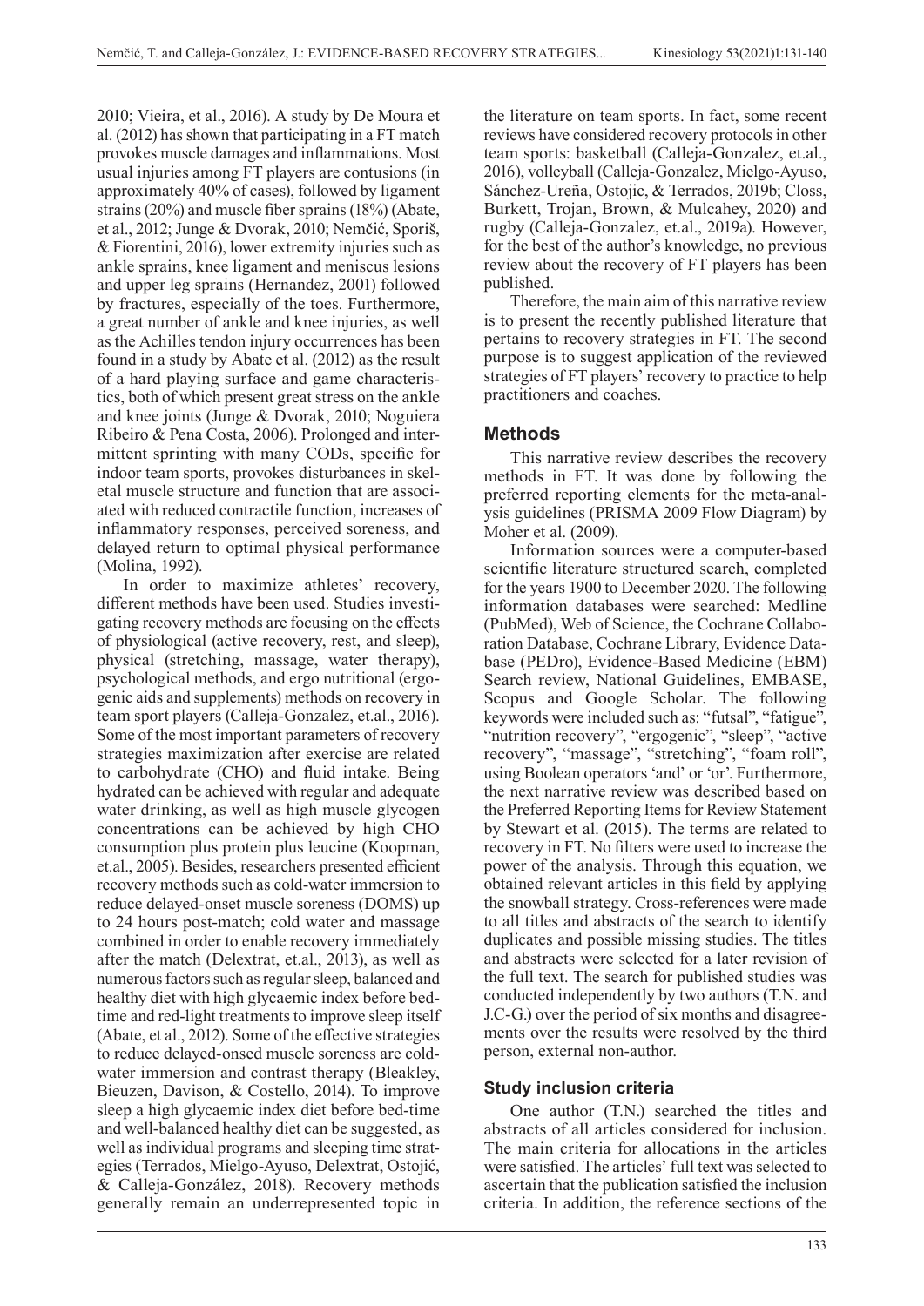2010; Vieira, et al., 2016). A study by De Moura et al. (2012) has shown that participating in a FT match provokes muscle damages and inflammations. Most usual injuries among FT players are contusions (in approximately 40% of cases), followed by ligament strains (20%) and muscle fiber sprains (18%) (Abate, et al., 2012; Junge & Dvorak, 2010; Nemčić, Sporiš, & Fiorentini, 2016), lower extremity injuries such as ankle sprains, knee ligament and meniscus lesions and upper leg sprains (Hernandez, 2001) followed by fractures, especially of the toes. Furthermore, a great number of ankle and knee injuries, as well as the Achilles tendon injury occurrences has been found in a study by Abate et al. (2012) as the result of a hard playing surface and game characteristics, both of which present great stress on the ankle and knee joints (Junge & Dvorak, 2010; Noguiera Ribeiro & Pena Costa, 2006). Prolonged and intermittent sprinting with many CODs, specific for indoor team sports, provokes disturbances in skeletal muscle structure and function that are associated with reduced contractile function, increases of inflammatory responses, perceived soreness, and delayed return to optimal physical performance (Molina, 1992).

In order to maximize athletes' recovery, different methods have been used. Studies investigating recovery methods are focusing on the effects of physiological (active recovery, rest, and sleep), physical (stretching, massage, water therapy), psychological methods, and ergo nutritional (ergogenic aids and supplements) methods on recovery in team sport players (Calleja-Gonzalez, et.al., 2016). Some of the most important parameters of recovery strategies maximization after exercise are related to carbohydrate (CHO) and fluid intake. Being hydrated can be achieved with regular and adequate water drinking, as well as high muscle glycogen concentrations can be achieved by high CHO consumption plus protein plus leucine (Koopman, et.al., 2005). Besides, researchers presented efficient recovery methods such as cold-water immersion to reduce delayed-onset muscle soreness (DOMS) up to 24 hours post-match; cold water and massage combined in order to enable recovery immediately after the match (Delextrat, et.al., 2013), as well as numerous factors such as regular sleep, balanced and healthy diet with high glycaemic index before bedtime and red-light treatments to improve sleep itself (Abate, et al., 2012). Some of the effective strategies to reduce delayed-onsed muscle soreness are cold-water immersion and contrast therapy (Bleakley, Bieuzen, Davison, & Costello, 2014). To improve sleep a high glycaemic index diet before bed-time and well-balanced healthy diet can be suggested, as well as individual programs and sleeping time strategies (Terrados, Mielgo-Ayuso, Delextrat, Ostojić, & Calleja-González, 2018). Recovery methods generally remain an underrepresented topic in the literature on team sports. In fact, some recent reviews have considered recovery protocols in other team sports: basketball (Calleja-Gonzalez, et.al., 2016), volleyball (Calleja-Gonzalez, Mielgo-Ayuso, Sánchez-Ureña, Ostojic, & Terrados, 2019b; Closs, Burkett, Trojan, Brown, & Mulcahey, 2020) and rugby (Calleja-Gonzalez, et.al., 2019a). However, for the best of the author's knowledge, no previous review about the recovery of FT players has been published.

Therefore, the main aim of this narrative review is to present the recently published literature that pertains to recovery strategies in FT. The second purpose is to suggest application of the reviewed strategies of FT players' recovery to practice to help practitioners and coaches.

## Methods

This narrative review describes the recovery methods in FT. It was done by following the preferred reporting elements for the meta-analysis guidelines (PRISMA 2009 Flow Diagram) by Moher et al. (2009).

Information sources were a computer-based scientific literature structured search, completed for the years 1900 to December 2020. The following information databases were searched: Medline (PubMed), Web of Science, the Cochrane Collaboration Database, Cochrane Library, Evidence Database (PEDro), Evidence-Based Medicine (EBM) Search review, National Guidelines, EMBASE, Scopus and Google Scholar. The following keywords were included such as: "futsal", "fatigue", "nutrition recovery", "ergogenic", "sleep", "active recovery", "massage", "stretching", "foam roll", using Boolean operators 'and' or 'or'. Furthermore, the next narrative review was described based on the Preferred Reporting Items for Review Statement by Stewart et al. (2015). The terms are related to recovery in FT. No filters were used to increase the power of the analysis. Through this equation, we obtained relevant articles in this field by applying the snowball strategy. Cross-references were made to all titles and abstracts of the search to identify duplicates and possible missing studies. The titles and abstracts were selected for a later revision of the full text. The search for published studies was conducted independently by two authors (T.N. and J.C-G.) over the period of six months and disagreements over the results were resolved by the third person, external non-author.

### Study inclusion criteria

One author (T.N.) searched the titles and abstracts of all articles considered for inclusion. The main criteria for allocations in the articles were satisfied. The articles' full text was selected to ascertain that the publication satisfied the inclusion criteria. In addition, the reference sections of the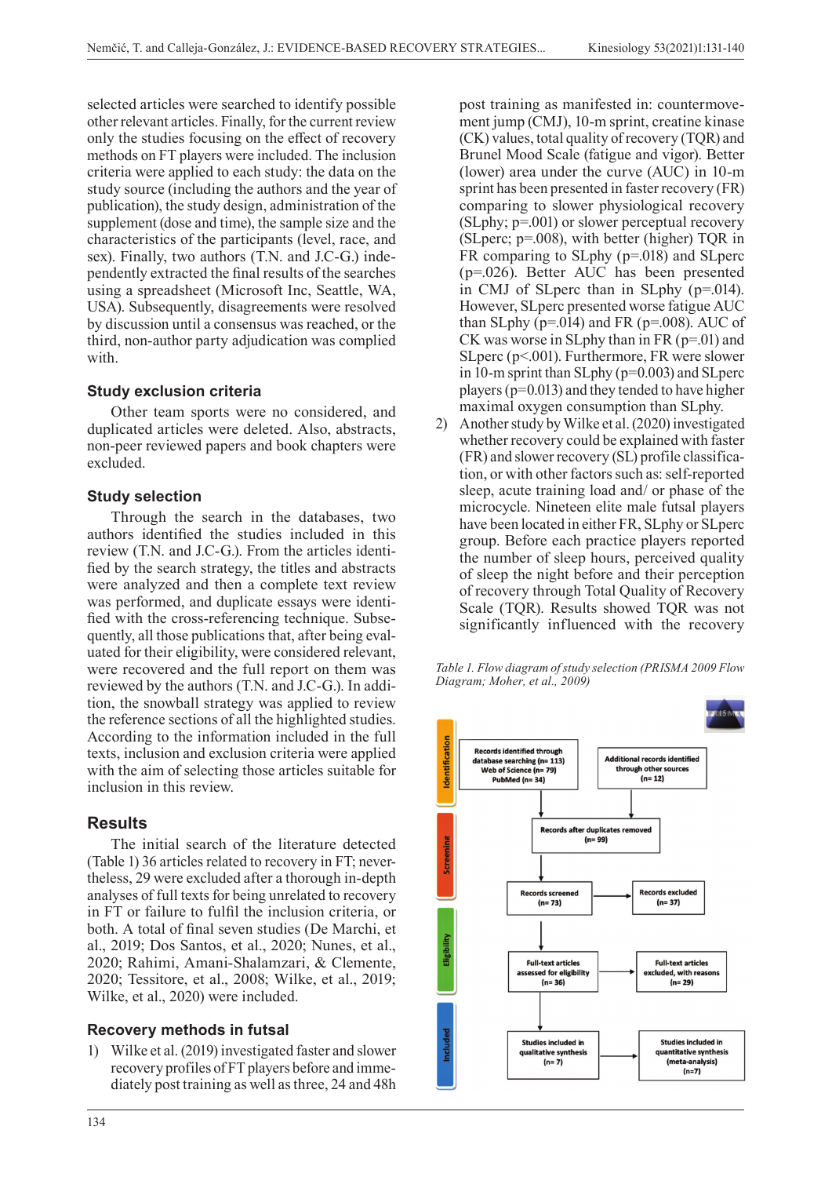selected articles were searched to identify possible other relevant articles. Finally, for the current review only the studies focusing on the effect of recovery methods on FT players were included. The inclusion criteria were applied to each study: the data on the study source (including the authors and the year of publication), the study design, administration of the supplement (dose and time), the sample size and the characteristics of the participants (level, race, and sex). Finally, two authors (T.N. and J.C-G.) independently extracted the final results of the searches using a spreadsheet (Microsoft Inc, Seattle, WA, USA). Subsequently, disagreements were resolved by discussion until a consensus was reached, or the third, non-author party adjudication was complied with.

### Study exclusion criteria

Other team sports were no considered, and duplicated articles were deleted. Also, abstracts, non-peer reviewed papers and book chapters were excluded.

### Study selection

Through the search in the databases, two authors identified the studies included in this review (T.N. and J.C-G.). From the articles identified by the search strategy, the titles and abstracts were analyzed and then a complete text review was performed, and duplicate essays were identified with the cross-referencing technique. Subsequently, all those publications that, after being evaluated for their eligibility, were considered relevant, were recovered and the full report on them was reviewed by the authors (T.N. and J.C-G.). In addition, the snowball strategy was applied to review the reference sections of all the highlighted studies. According to the information included in the full texts, inclusion and exclusion criteria were applied with the aim of selecting those articles suitable for inclusion in this review.

## Results

The initial search of the literature detected (Table 1) 36 articles related to recovery in FT; nevertheless, 29 were excluded after a thorough in-depth analyses of full texts for being unrelated to recovery in FT or failure to fulfil the inclusion criteria, or both. A total of final seven studies (De Marchi, et al., 2019; Dos Santos, et al., 2020; Nunes, et al., 2020; Rahimi, Amani-Shalamzari, & Clemente, 2020; Tessitore, et al., 2008; Wilke, et al., 2019; Wilke, et al., 2020) were included.

### Recovery methods in futsal

1) Wilke et al. (2019) investigated faster and slower recovery profiles of FT players before and immediately post training as well as three, 24 and 48h post training as manifested in: countermovement jump (CMJ), 10-m sprint, creatine kinase (CK) values, total quality of recovery (TQR) and Brunel Mood Scale (fatigue and vigor). Better (lower) area under the curve (AUC) in 10-m sprint has been presented in faster recovery (FR) comparing to slower physiological recovery (SLphy; $p=.001$) or slower perceptual recovery (SLperc; $p=.008$), with better (higher) TQR in FR comparing to SLphy ($p=.018$) and SLperc ($p=.026$). Better AUC has been presented in CMJ of SLperc than in SLphy ($p=.014$). However, SLperc presented worse fatigue AUC than SLphy ($p=.014$) and FR ($p=.008$). AUC of CK was worse in SLphy than in FR ($p=.01$) and SLperc ($p<.001$). Furthermore, FR were slower in 10-m sprint than SLphy ($p=0.003$) and SLperc players ($p=0.013$) and they tended to have higher maximal oxygen consumption than SLphy.
2) Another study by Wilke et al. (2020) investigated whether recovery could be explained with faster (FR) and slower recovery (SL) profile classification, or with other factors such as: self-reported sleep, acute training load and/ or phase of the microcycle. Nineteen elite male futsal players have been located in either FR, SLphy or SLperc group. Before each practice players reported the number of sleep hours, perceived quality of sleep the night before and their perception of recovery through Total Quality of Recovery Scale (TQR). Results showed TQR was not significantly influenced with the recovery

*Table 1. Flow diagram of study selection (PRISMA 2009 Flow Diagram; Moher, et al., 2009)*

| Stage | | |
|---|---|---|
| Identification | Records identified through database searching (n= 113) Web of Science (n= 79) PubMed (n= 34) | Additional records identified through other sources (n= 12) |
| Screening | Records after duplicates removed (n= 99) | |
| Screening | Records screened (n= 73) | Records excluded (n= 37) |
| Eligibility | Full-text articles assessed for eligibility (n= 36) | Full-text articles excluded, with reasons (n= 29) |
| Included | Studies included in qualitative synthesis (n= 7) | Studies included in quantitative synthesis (meta-analysis) (n=7) |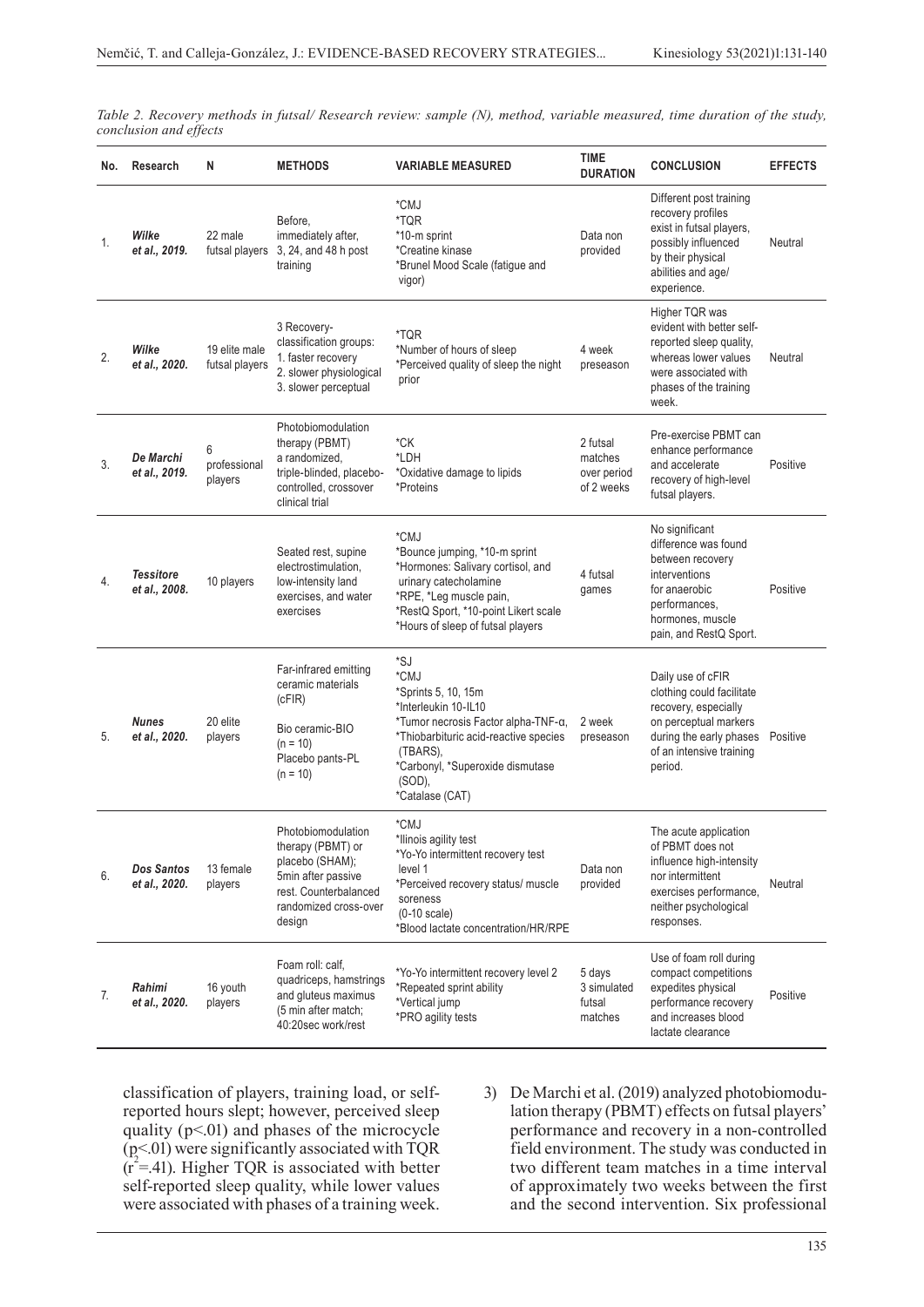*Table 2. Recovery methods in futsal/ Research review: sample (N), method, variable measured, time duration of the study, conclusion and effects*

| No. | Research | N | METHODS | VARIABLE MEASURED | TIME DURATION | CONCLUSION | EFFECTS |
|---|---|---|---|---|---|---|---|
| 1. | ***Wilke et al., 2019.*** | 22 male futsal players | Before, immediately after, 3, 24, and 48 h post training | *CMJ<br>*TQR<br>*10-m sprint<br>*Creatine kinase<br>*Brunel Mood Scale (fatigue and vigor) | Data non provided | Different post training recovery profiles exist in futsal players, possibly influenced by their physical abilities and age/experience. | Neutral |
| 2. | ***Wilke et al., 2020.*** | 19 elite male futsal players | 3 Recovery-classification groups:<br>1. faster recovery<br>2. slower physiological<br>3. slower perceptual | *TQR<br>*Number of hours of sleep<br>*Perceived quality of sleep the night prior | 4 week preseason | Higher TQR was evident with better self-reported sleep quality, whereas lower values were associated with phases of the training week. | Neutral |
| 3. | ***De Marchi et al., 2019.*** | 6 professional players | Photobiomodulation therapy (PBMT) a randomized, triple-blinded, placebo-controlled, crossover clinical trial | *CK<br>*LDH<br>*Oxidative damage to lipids<br>*Proteins | 2 futsal matches over period of 2 weeks | Pre-exercise PBMT can enhance performance and accelerate recovery of high-level futsal players. | Positive |
| 4. | ***Tessitore et al., 2008.*** | 10 players | Seated rest, supine electrostimulation, low-intensity land exercises, and water exercises | *CMJ<br>*Bounce jumping, *10-m sprint<br>*Hormones: Salivary cortisol, and urinary catecholamine<br>*RPE, *Leg muscle pain,<br>*RestQ Sport, *10-point Likert scale<br>*Hours of sleep of futsal players | 4 futsal games | No significant difference was found between recovery interventions for anaerobic performances, hormones, muscle pain, and RestQ Sport. | Positive |
| 5. | ***Nunes et al., 2020.*** | 20 elite players | Far-infrared emitting ceramic materials (cFIR)<br><br>Bio ceramic-BIO (n = 10)<br>Placebo pants-PL (n = 10) | *SJ<br>*CMJ<br>*Sprints 5, 10, 15m<br>*Interleukin 10-IL10<br>*Tumor necrosis Factor alpha-TNF-α,<br>*Thiobarbituric acid-reactive species (TBARS),<br>*Carbonyl, *Superoxide dismutase (SOD),<br>*Catalase (CAT) | 2 week preseason | Daily use of cFIR clothing could facilitate recovery, especially on perceptual markers during the early phases of an intensive training period. | Positive |
| 6. | ***Dos Santos et al., 2020.*** | 13 female players | Photobiomodulation therapy (PBMT) or placebo (SHAM); 5min after passive rest. Counterbalanced randomized cross-over design | *CMJ<br>*Ilinois agility test<br>*Yo-Yo intermittent recovery test level 1<br>*Perceived recovery status/ muscle soreness (0-10 scale)<br>*Blood lactate concentration/HR/RPE | Data non provided | The acute application of PBMT does not influence high-intensity nor intermittent exercises performance, neither psychological responses. | Neutral |
| 7. | ***Rahimi et al., 2020.*** | 16 youth players | Foam roll: calf, quadriceps, hamstrings and gluteus maximus (5 min after match; 40:20sec work/rest | *Yo-Yo intermittent recovery level 2<br>*Repeated sprint ability<br>*Vertical jump<br>*PRO agility tests | 5 days 3 simulated futsal matches | Use of foam roll during compact competitions expedites physical performance recovery and increases blood lactate clearance | Positive |

classification of players, training load, or self-reported hours slept; however, perceived sleep quality ($p<.01$) and phases of the microcycle ($p<.01$) were significantly associated with TQR ($r^2=.41$). Higher TQR is associated with better self-reported sleep quality, while lower values were associated with phases of a training week.

3) De Marchi et al. (2019) analyzed photobiomodulation therapy (PBMT) effects on futsal players' performance and recovery in a non-controlled field environment. The study was conducted in two different team matches in a time interval of approximately two weeks between the first and the second intervention. Six professional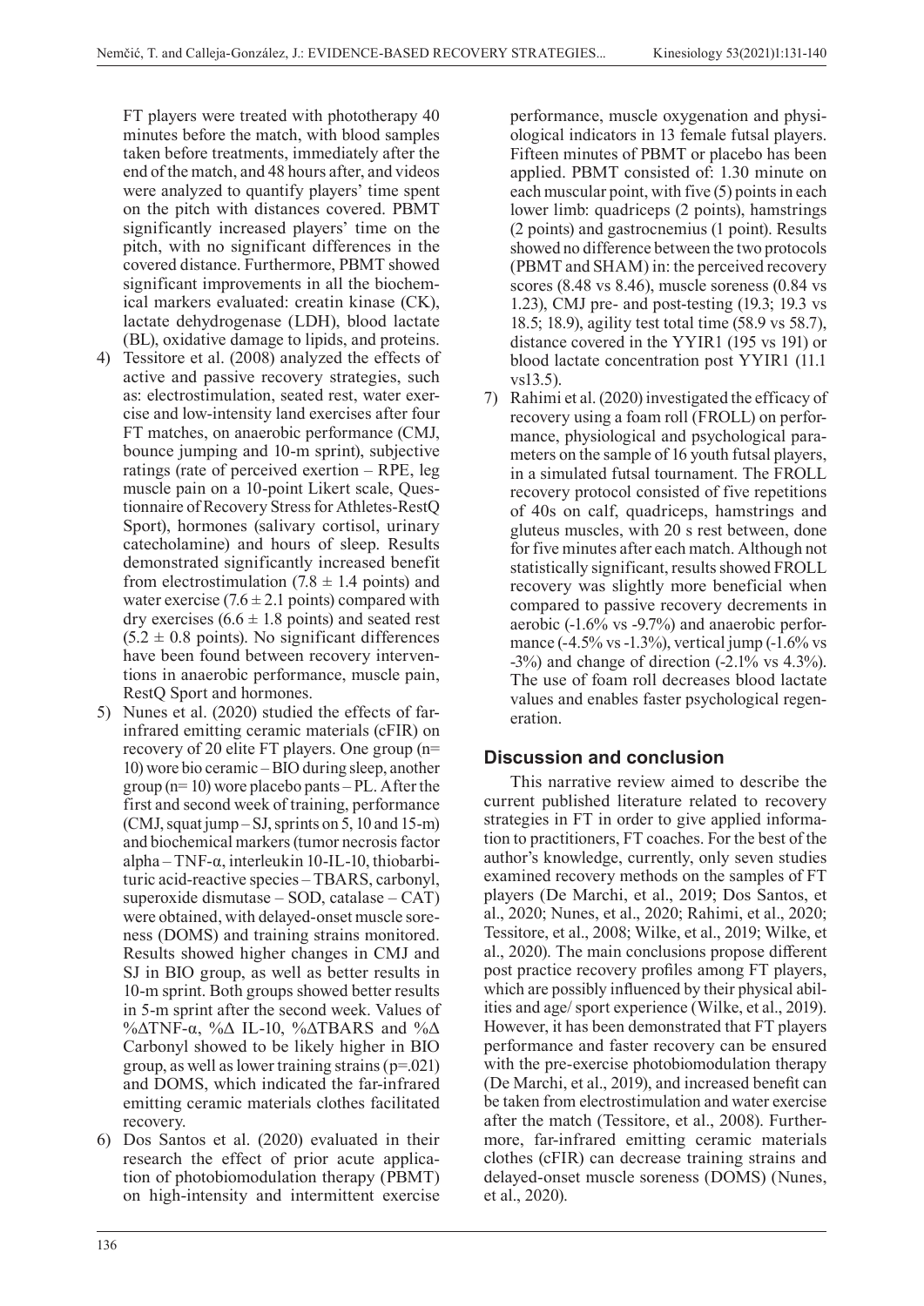FT players were treated with phototherapy 40 minutes before the match, with blood samples taken before treatments, immediately after the end of the match, and 48 hours after, and videos were analyzed to quantify players' time spent on the pitch with distances covered. PBMT significantly increased players' time on the pitch, with no significant differences in the covered distance. Furthermore, PBMT showed significant improvements in all the biochemical markers evaluated: creatin kinase (CK), lactate dehydrogenase (LDH), blood lactate (BL), oxidative damage to lipids, and proteins.

4) Tessitore et al. (2008) analyzed the effects of active and passive recovery strategies, such as: electrostimulation, seated rest, water exercise and low-intensity land exercises after four FT matches, on anaerobic performance (CMJ, bounce jumping and 10-m sprint), subjective ratings (rate of perceived exertion – RPE, leg muscle pain on a 10-point Likert scale, Questionnaire of Recovery Stress for Athletes-RestQ Sport), hormones (salivary cortisol, urinary catecholamine) and hours of sleep. Results demonstrated significantly increased benefit from electrostimulation ($7.8 \pm 1.4$ points) and water exercise ($7.6 \pm 2.1$ points) compared with dry exercises ($6.6 \pm 1.8$ points) and seated rest ($5.2 \pm 0.8$ points). No significant differences have been found between recovery interventions in anaerobic performance, muscle pain, RestQ Sport and hormones.
5) Nunes et al. (2020) studied the effects of far-infrared emitting ceramic materials (cFIR) on recovery of 20 elite FT players. One group (n= 10) wore bio ceramic – BIO during sleep, another group (n= 10) wore placebo pants – PL. After the first and second week of training, performance (CMJ, squat jump – SJ, sprints on 5, 10 and 15-m) and biochemical markers (tumor necrosis factor alpha – TNF-α, interleukin 10-IL-10, thiobarbituric acid-reactive species – TBARS, carbonyl, superoxide dismutase – SOD, catalase – CAT) were obtained, with delayed-onset muscle soreness (DOMS) and training strains monitored. Results showed higher changes in CMJ and SJ in BIO group, as well as better results in 10-m sprint. Both groups showed better results in 5-m sprint after the second week. Values of %ΔTNF-α, %Δ IL-10, %ΔTBARS and %Δ Carbonyl showed to be likely higher in BIO group, as well as lower training strains (p=.021) and DOMS, which indicated the far-infrared emitting ceramic materials clothes facilitated recovery.
6) Dos Santos et al. (2020) evaluated in their research the effect of prior acute application of photobiomodulation therapy (PBMT) on high-intensity and intermittent exercise performance, muscle oxygenation and physiological indicators in 13 female futsal players. Fifteen minutes of PBMT or placebo has been applied. PBMT consisted of: 1.30 minute on each muscular point, with five (5) points in each lower limb: quadriceps (2 points), hamstrings (2 points) and gastrocnemius (1 point). Results showed no difference between the two protocols (PBMT and SHAM) in: the perceived recovery scores (8.48 vs 8.46), muscle soreness (0.84 vs 1.23), CMJ pre- and post-testing (19.3; 19.3 vs 18.5; 18.9), agility test total time (58.9 vs 58.7), distance covered in the YYIR1 (195 vs 191) or blood lactate concentration post YYIR1 (11.1 vs13.5).
7) Rahimi et al. (2020) investigated the efficacy of recovery using a foam roll (FROLL) on performance, physiological and psychological parameters on the sample of 16 youth futsal players, in a simulated futsal tournament. The FROLL recovery protocol consisted of five repetitions of 40s on calf, quadriceps, hamstrings and gluteus muscles, with 20 s rest between, done for five minutes after each match. Although not statistically significant, results showed FROLL recovery was slightly more beneficial when compared to passive recovery decrements in aerobic (-1.6% vs -9.7%) and anaerobic performance (-4.5% vs -1.3%), vertical jump (-1.6% vs -3%) and change of direction (-2.1% vs 4.3%). The use of foam roll decreases blood lactate values and enables faster psychological regeneration.

## Discussion and conclusion

This narrative review aimed to describe the current published literature related to recovery strategies in FT in order to give applied information to practitioners, FT coaches. For the best of the author's knowledge, currently, only seven studies examined recovery methods on the samples of FT players (De Marchi, et al., 2019; Dos Santos, et al., 2020; Nunes, et al., 2020; Rahimi, et al., 2020; Tessitore, et al., 2008; Wilke, et al., 2019; Wilke, et al., 2020). The main conclusions propose different post practice recovery profiles among FT players, which are possibly influenced by their physical abilities and age/ sport experience (Wilke, et al., 2019). However, it has been demonstrated that FT players performance and faster recovery can be ensured with the pre-exercise photobiomodulation therapy (De Marchi, et al., 2019), and increased benefit can be taken from electrostimulation and water exercise after the match (Tessitore, et al., 2008). Furthermore, far-infrared emitting ceramic materials clothes (cFIR) can decrease training strains and delayed-onset muscle soreness (DOMS) (Nunes, et al., 2020).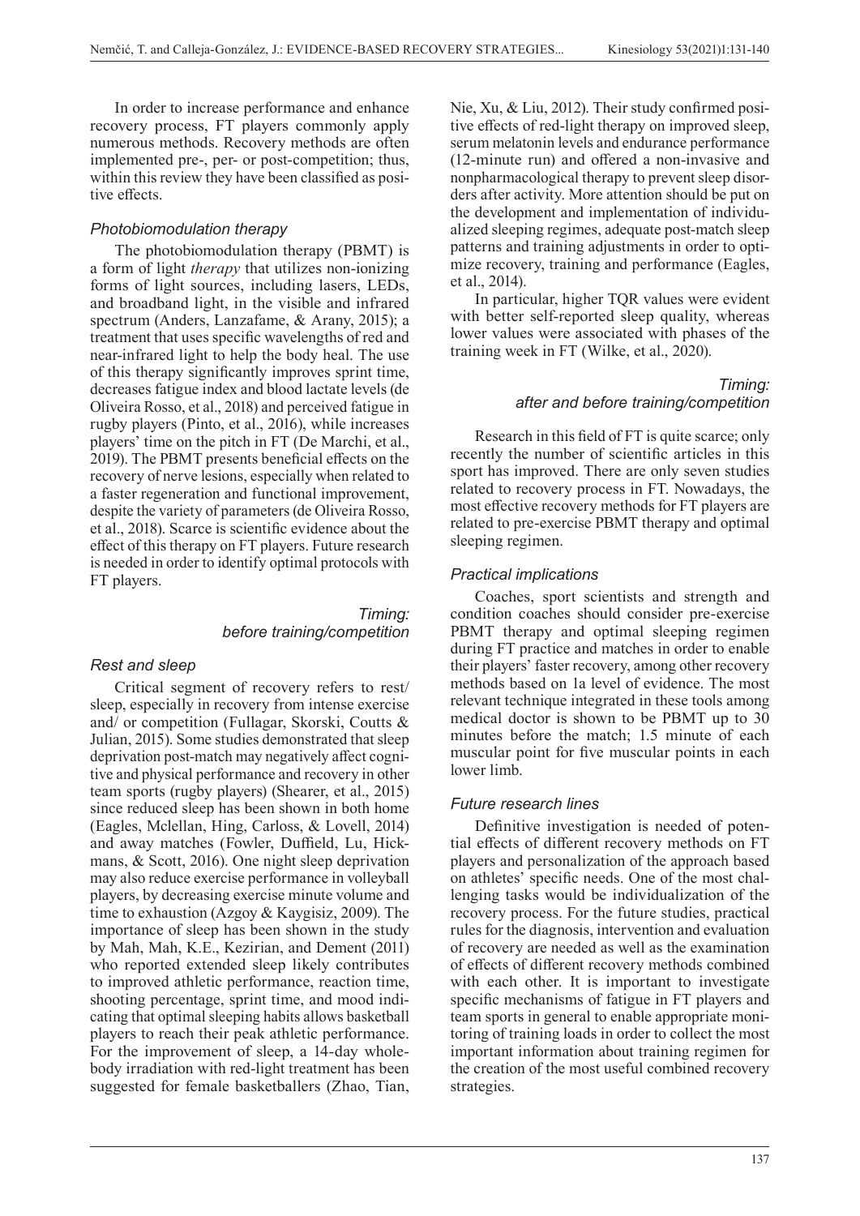In order to increase performance and enhance recovery process, FT players commonly apply numerous methods. Recovery methods are often implemented pre-, per- or post-competition; thus, within this review they have been classified as positive effects.

### *Photobiomodulation therapy*

The photobiomodulation therapy (PBMT) is a form of light *therapy* that utilizes non-ionizing forms of light sources, including lasers, LEDs, and broadband light, in the visible and infrared spectrum (Anders, Lanzafame, & Arany, 2015); a treatment that uses specific wavelengths of red and near-infrared light to help the body heal. The use of this therapy significantly improves sprint time, decreases fatigue index and blood lactate levels (de Oliveira Rosso, et al., 2018) and perceived fatigue in rugby players (Pinto, et al., 2016), while increases players' time on the pitch in FT (De Marchi, et al., 2019). The PBMT presents beneficial effects on the recovery of nerve lesions, especially when related to a faster regeneration and functional improvement, despite the variety of parameters (de Oliveira Rosso, et al., 2018). Scarce is scientific evidence about the effect of this therapy on FT players. Future research is needed in order to identify optimal protocols with FT players.

*Timing: before training/competition*

### *Rest and sleep*

Critical segment of recovery refers to rest/ sleep, especially in recovery from intense exercise and/ or competition (Fullagar, Skorski, Coutts & Julian, 2015). Some studies demonstrated that sleep deprivation post-match may negatively affect cognitive and physical performance and recovery in other team sports (rugby players) (Shearer, et al., 2015) since reduced sleep has been shown in both home (Eagles, Mclellan, Hing, Carloss, & Lovell, 2014) and away matches (Fowler, Duffield, Lu, Hickmans, & Scott, 2016). One night sleep deprivation may also reduce exercise performance in volleyball players, by decreasing exercise minute volume and time to exhaustion (Azgoy & Kaygisiz, 2009). The importance of sleep has been shown in the study by Mah, Mah, K.E., Kezirian, and Dement (2011) who reported extended sleep likely contributes to improved athletic performance, reaction time, shooting percentage, sprint time, and mood indicating that optimal sleeping habits allows basketball players to reach their peak athletic performance. For the improvement of sleep, a 14-day whole-body irradiation with red-light treatment has been suggested for female basketballers (Zhao, Tian, Nie, Xu, & Liu, 2012). Their study confirmed positive effects of red-light therapy on improved sleep, serum melatonin levels and endurance performance (12-minute run) and offered a non-invasive and nonpharmacological therapy to prevent sleep disorders after activity. More attention should be put on the development and implementation of individualized sleeping regimes, adequate post-match sleep patterns and training adjustments in order to optimize recovery, training and performance (Eagles, et al., 2014).

In particular, higher TQR values were evident with better self-reported sleep quality, whereas lower values were associated with phases of the training week in FT (Wilke, et al., 2020).

*Timing: after and before training/competition*

Research in this field of FT is quite scarce; only recently the number of scientific articles in this sport has improved. There are only seven studies related to recovery process in FT. Nowadays, the most effective recovery methods for FT players are related to pre-exercise PBMT therapy and optimal sleeping regimen.

### *Practical implications*

Coaches, sport scientists and strength and condition coaches should consider pre-exercise PBMT therapy and optimal sleeping regimen during FT practice and matches in order to enable their players' faster recovery, among other recovery methods based on 1a level of evidence. The most relevant technique integrated in these tools among medical doctor is shown to be PBMT up to 30 minutes before the match; 1.5 minute of each muscular point for five muscular points in each lower limb.

### *Future research lines*

Definitive investigation is needed of potential effects of different recovery methods on FT players and personalization of the approach based on athletes' specific needs. One of the most challenging tasks would be individualization of the recovery process. For the future studies, practical rules for the diagnosis, intervention and evaluation of recovery are needed as well as the examination of effects of different recovery methods combined with each other. It is important to investigate specific mechanisms of fatigue in FT players and team sports in general to enable appropriate monitoring of training loads in order to collect the most important information about training regimen for the creation of the most useful combined recovery strategies.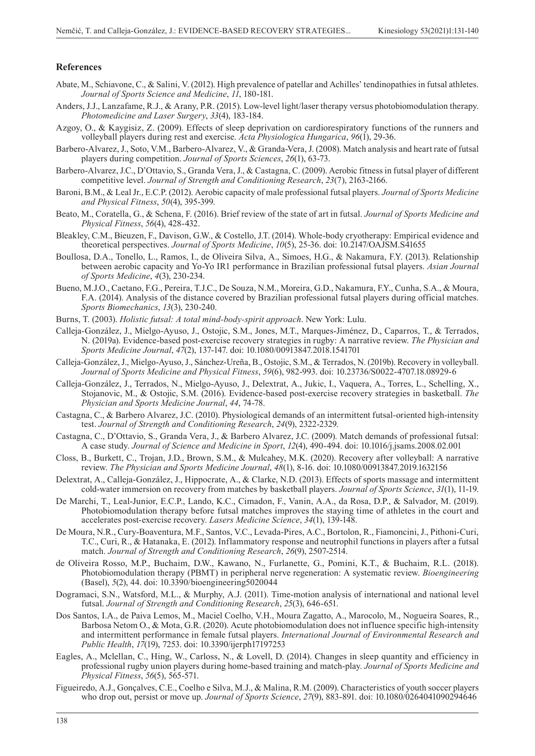## References

Abate, M., Schiavone, C., & Salini, V. (2012). High prevalence of patellar and Achilles' tendinopathies in futsal athletes. *Journal of Sports Science and Medicine*, *11*, 180-181.

Anders, J.J., Lanzafame, R.J., & Arany, P.R. (2015). Low-level light/laser therapy versus photobiomodulation therapy. *Photomedicine and Laser Surgery*, *33*(4), 183-184.

Azgoy, O., & Kaygisiz, Z. (2009). Effects of sleep deprivation on cardiorespiratory functions of the runners and volleyball players during rest and exercise. *Acta Physiologica Hungarica*, *96*(1), 29-36.

Barbero-Alvarez, J., Soto, V.M., Barbero-Alvarez, V., & Granda-Vera, J. (2008). Match analysis and heart rate of futsal players during competition. *Journal of Sports Sciences*, *26*(1), 63-73.

Barbero-Alvarez, J.C., D'Ottavio, S., Granda Vera, J., & Castagna, C. (2009). Aerobic fitness in futsal player of different competitive level. *Journal of Strength and Conditioning Research*, *23*(7), 2163-2166.

Baroni, B.M., & Leal Jr., E.C.P. (2012). Aerobic capacity of male professional futsal players. *Journal of Sports Medicine and Physical Fitness*, *50*(4), 395-399.

Beato, M., Coratella, G., & Schena, F. (2016). Brief review of the state of art in futsal. *Journal of Sports Medicine and Physical Fitness*, *56*(4), 428-432.

Bleakley, C.M., Bieuzen, F., Davison, G.W., & Costello, J.T. (2014). Whole-body cryotherapy: Empirical evidence and theoretical perspectives. *Journal of Sports Medicine*, *10*(5), 25-36. doi: 10.2147/OAJSM.S41655

Boullosa, D.A., Tonello, L., Ramos, I., de Oliveira Silva, A., Simoes, H.G., & Nakamura, F.Y. (2013). Relationship between aerobic capacity and Yo-Yo IR1 performance in Brazilian professional futsal players. *Asian Journal of Sports Medicine*, *4*(3), 230-234.

Bueno, M.J.O., Caetano, F.G., Pereira, T.J.C., De Souza, N.M., Moreira, G.D., Nakamura, F.Y., Cunha, S.A., & Moura, F.A. (2014). Analysis of the distance covered by Brazilian professional futsal players during official matches. *Sports Biomechanics*, *13*(3), 230-240.

Burns, T. (2003). *Holistic futsal: A total mind-body-spirit approach*. New York: Lulu.

Calleja-González, J., Mielgo-Ayuso, J., Ostojic, S.M., Jones, M.T., Marques-Jiménez, D., Caparros, T., & Terrados, N. (2019a). Evidence-based post-exercise recovery strategies in rugby: A narrative review. *The Physician and Sports Medicine Journal*, *47*(2), 137-147. doi: 10.1080/00913847.2018.1541701

Calleja-González, J., Mielgo-Ayuso, J., Sánchez-Ureña, B., Ostojic, S.M., & Terrados, N. (2019b). Recovery in volleyball. *Journal of Sports Medicine and Physical Fitness*, *59*(6), 982-993. doi: 10.23736/S0022-4707.18.08929-6

Calleja-González, J., Terrados, N., Mielgo-Ayuso, J., Delextrat, A., Jukic, I., Vaquera, A., Torres, L., Schelling, X., Stojanovic, M., & Ostojic, S.M. (2016). Evidence-based post-exercise recovery strategies in basketball. *The Physician and Sports Medicine Journal*, *44*, 74-78.

Castagna, C., & Barbero Alvarez, J.C. (2010). Physiological demands of an intermittent futsal-oriented high-intensity test. *Journal of Strength and Conditioning Research*, *24*(9), 2322-2329.

Castagna, C., D'Ottavio, S., Granda Vera, J., & Barbero Alvarez, J.C. (2009). Match demands of professional futsal: A case study. *Journal of Science and Medicine in Sport*, *12*(4), 490-494. doi: 10.1016/j.jsams.2008.02.001

Closs, B., Burkett, C., Trojan, J.D., Brown, S.M., & Mulcahey, M.K. (2020). Recovery after volleyball: A narrative review. *The Physician and Sports Medicine Journal*, *48*(1), 8-16. doi: 10.1080/00913847.2019.1632156

Delextrat, A., Calleja-González, J., Hippocrate, A., & Clarke, N.D. (2013). Effects of sports massage and intermittent cold-water immersion on recovery from matches by basketball players. *Journal of Sports Science*, *31*(1), 11-19.

De Marchi, T., Leal-Junior, E.C.P., Lando, K.C., Cimadon, F., Vanin, A.A., da Rosa, D.P., & Salvador, M. (2019). Photobiomodulation therapy before futsal matches improves the staying time of athletes in the court and accelerates post-exercise recovery. *Lasers Medicine Science*, *34*(1), 139-148.

De Moura, N.R., Cury-Boaventura, M.F., Santos, V.C., Levada-Pires, A.C., Bortolon, R., Fiamoncini, J., Pithoni-Curi, T.C., Curi, R., & Hatanaka, E. (2012). Inflammatory response and neutrophil functions in players after a futsal match. *Journal of Strength and Conditioning Research*, *26*(9), 2507-2514.

de Oliveira Rosso, M.P., Buchaim, D.W., Kawano, N., Furlanette, G., Pomini, K.T., & Buchaim, R.L. (2018). Photobiomodulation therapy (PBMT) in peripheral nerve regeneration: A systematic review. *Bioengineering* (Basel), *5*(2), 44. doi: 10.3390/bioengineering5020044

Dogramaci, S.N., Watsford, M.L., & Murphy, A.J. (2011). Time-motion analysis of international and national level futsal. *Journal of Strength and Conditioning Research*, *25*(3), 646-651.

Dos Santos, I.A., de Paiva Lemos, M., Maciel Coelho, V.H., Moura Zagatto, A., Marocolo, M., Nogueira Soares, R., Barbosa Netom O., & Mota, G.R. (2020). Acute photobiomodulation does not influence specific high-intensity and intermittent performance in female futsal players. *International Journal of Environmental Research and Public Health*, *17*(19), 7253. doi: 10.3390/ijerph17197253

Eagles, A., Mclellan, C., Hing, W., Carloss, N., & Lovell, D. (2014). Changes in sleep quantity and efficiency in professional rugby union players during home-based training and match-play. *Journal of Sports Medicine and Physical Fitness*, *56*(5), 565-571.

Figueiredo, A.J., Gonçalves, C.E., Coelho e Silva, M.J., & Malina, R.M. (2009). Characteristics of youth soccer players who drop out, persist or move up. *Journal of Sports Science*, *27*(9), 883-891. doi: 10.1080/0264041090294646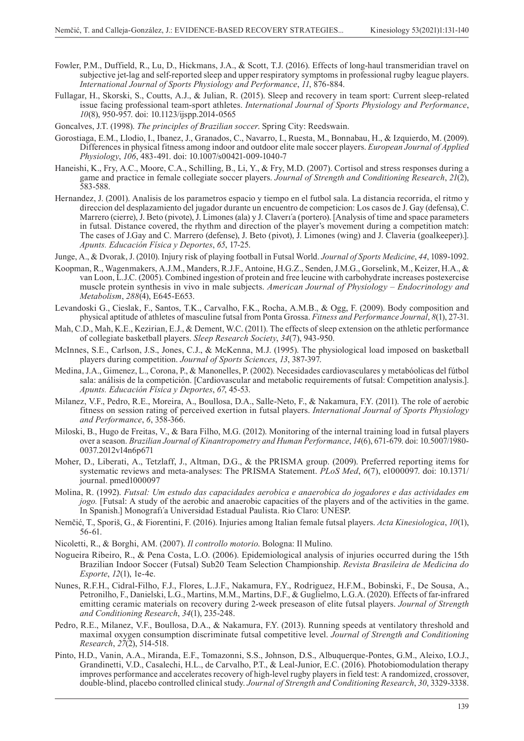Fowler, P.M., Duffield, R., Lu, D., Hickmans, J.A., & Scott, T.J. (2016). Effects of long-haul transmeridian travel on subjective jet-lag and self-reported sleep and upper respiratory symptoms in professional rugby league players. *International Journal of Sports Physiology and Performance*, *11*, 876-884.

Fullagar, H., Skorski, S., Coutts, A.J., & Julian, R. (2015). Sleep and recovery in team sport: Current sleep-related issue facing professional team-sport athletes. *International Journal of Sports Physiology and Performance*, *10*(8), 950-957. doi: 10.1123/ijspp.2014-0565

Goncalves, J.T. (1998). *The principles of Brazilian soccer*. Spring City: Reedswain.

Gorostiaga, E.M., Llodio, I., Ibanez, J., Granados, C., Navarro, I., Ruesta, M., Bonnabau, H., & Izquierdo, M. (2009). Differences in physical fitness among indoor and outdoor elite male soccer players. *European Journal of Applied Physiology*, *106*, 483-491. doi: 10.1007/s00421-009-1040-7

Haneishi, K., Fry, A.C., Moore, C.A., Schilling, B., Li, Y., & Fry, M.D. (2007). Cortisol and stress responses during a game and practice in female collegiate soccer players. *Journal of Strength and Conditioning Research*, *21*(2), 583-588.

Hernandez, J. (2001). Analisis de los parametros espacio y tiempo en el futbol sala. La distancia recorrida, el ritmo y direccion del desplazamiento del jugador durante un encuentro de competicion: Los casos de J. Gay (defensa), C. Marrero (cierre), J. Beto (pivote), J. Limones (ala) y J. Claverı´a (portero). [Analysis of time and space parameters in futsal. Distance covered, the rhythm and direction of the player's movement during a competition match: The cases of J.Gay and C. Marrero (defense), J. Beto (pivot), J. Limones (wing) and J. Claveria (goalkeeper).]. *Apunts. Educación Física y Deportes*, *65*, 17-25.

Junge, A., & Dvorak, J. (2010). Injury risk of playing football in Futsal World. *Journal of Sports Medicine*, *44*, 1089-1092.

Koopman, R., Wagenmakers, A.J.M., Manders, R.J.F., Antoine, H.G.Z., Senden, J.M.G., Gorselink, M., Keizer, H.A., & van Loon, L.J.C. (2005). Combined ingestion of protein and free leucine with carbohydrate increases postexercise muscle protein synthesis in vivo in male subjects. *American Journal of Physiology – Endocrinology and Metabolism*, *288*(4), E645-E653.

Levandoski G., Cieslak, F., Santos, T.K., Carvalho, F.K., Rocha, A.M.B., & Ogg, F. (2009). Body composition and physical aptitude of athletes of masculine futsal from Ponta Grossa. *Fitness and Performance Journal*, *8*(1), 27-31.

Mah, C.D., Mah, K.E., Kezirian, E.J., & Dement, W.C. (2011). The effects of sleep extension on the athletic performance of collegiate basketball players. *Sleep Research Society*, *34*(7), 943-950.

McInnes, S.E., Carlson, J.S., Jones, C.J., & McKenna, M.J. (1995). The physiological load imposed on basketball players during competition. *Journal of Sports Sciences*, *13*, 387-397.

Medina, J.A., Gimenez, L., Corona, P., & Manonelles, P. (2002). Necesidades cardiovasculares y metabóolicas del fútbol sala: análisis de la competición. [Cardiovascular and metabolic requirements of futsal: Competition analysis.]. *Apunts. Educación Física y Deportes*, *67*, 45-53.

Milanez, V.F., Pedro, R.E., Moreira, A., Boullosa, D.A., Salle-Neto, F., & Nakamura, F.Y. (2011). The role of aerobic fitness on session rating of perceived exertion in futsal players. *International Journal of Sports Physiology and Performance*, *6*, 358-366.

Miloski, B., Hugo de Freitas, V., & Bara Filho, M.G. (2012). Monitoring of the internal training load in futsal players over a season. *Brazilian Journal of Kinantropometry and Human Performance*, *14*(6), 671-679. doi: 10.5007/1980-0037.2012v14n6p671

Moher, D., Liberati, A., Tetzlaff, J., Altman, D.G., & the PRISMA group. (2009). Preferred reporting items for systematic reviews and meta-analyses: The PRISMA Statement. *PLoS Med*, *6*(7), e1000097. doi: 10.1371/journal. pmed1000097

Molina, R. (1992). *Futsal: Um estudo das capacidades aerobica e anaerobica do jogadores e das actividades em jogo.* [Futsal: A study of the aerobic and anaerobic capacities of the players and of the activities in the game. In Spanish.] Monografı´a Universidad Estadual Paulista. Rio Claro: UNESP.

Nemčić, T., Sporiš, G., & Fiorentini, F. (2016). Injuries among Italian female futsal players. *Acta Kinesiologica*, *10*(1), 56-61.

Nicoletti, R., & Borghi, AM. (2007). *Il controllo motorio*. Bologna: Il Mulino.

Nogueira Ribeiro, R., & Pena Costa, L.O. (2006). Epidemiological analysis of injuries occurred during the 15th Brazilian Indoor Soccer (Futsal) Sub20 Team Selection Championship. *Revista Brasileira de Medicina do Esporte*, *12*(1), 1e-4e.

Nunes, R.F.H., Cidral-Filho, F.J., Flores, L.J.F., Nakamura, F.Y., Rodriguez, H.F.M., Bobinski, F., De Sousa, A., Petronilho, F., Danielski, L.G., Martins, M.M., Martins, D.F., & Guglielmo, L.G.A. (2020). Effects of far-infrared emitting ceramic materials on recovery during 2-week preseason of elite futsal players. *Journal of Strength and Conditioning Research*, *34*(1), 235-248.

Pedro, R.E., Milanez, V.F., Boullosa, D.A., & Nakamura, F.Y. (2013). Running speeds at ventilatory threshold and maximal oxygen consumption discriminate futsal competitive level. *Journal of Strength and Conditioning Research*, *27*(2), 514-518.

Pinto, H.D., Vanin, A.A., Miranda, E.F., Tomazonni, S.S., Johnson, D.S., Albuquerque-Pontes, G.M., Aleixo, I.O.J., Grandinetti, V.D., Casalechi, H.L., de Carvalho, P.T., & Leal-Junior, E.C. (2016). Photobiomodulation therapy improves performance and accelerates recovery of high-level rugby players in field test: A randomized, crossover, double-blind, placebo controlled clinical study. *Journal of Strength and Conditioning Research*, *30*, 3329-3338.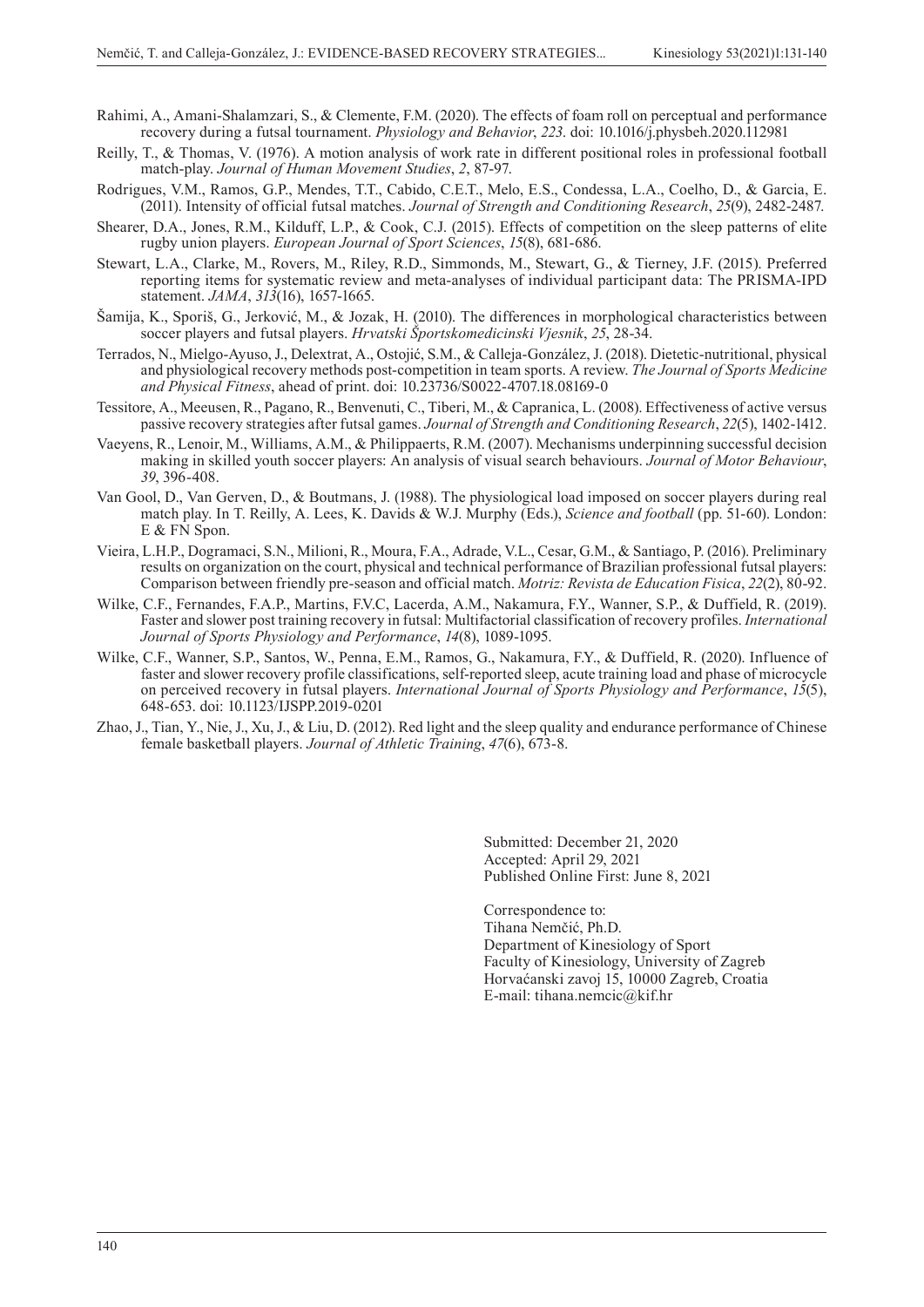Rahimi, A., Amani-Shalamzari, S., & Clemente, F.M. (2020). The effects of foam roll on perceptual and performance recovery during a futsal tournament. *Physiology and Behavior*, *223*. doi: 10.1016/j.physbeh.2020.112981

Reilly, T., & Thomas, V. (1976). A motion analysis of work rate in different positional roles in professional football match-play. *Journal of Human Movement Studies*, *2*, 87-97.

Rodrigues, V.M., Ramos, G.P., Mendes, T.T., Cabido, C.E.T., Melo, E.S., Condessa, L.A., Coelho, D., & Garcia, E. (2011). Intensity of official futsal matches. *Journal of Strength and Conditioning Research*, *25*(9), 2482-2487.

Shearer, D.A., Jones, R.M., Kilduff, L.P., & Cook, C.J. (2015). Effects of competition on the sleep patterns of elite rugby union players. *European Journal of Sport Sciences*, *15*(8), 681-686.

Stewart, L.A., Clarke, M., Rovers, M., Riley, R.D., Simmonds, M., Stewart, G., & Tierney, J.F. (2015). Preferred reporting items for systematic review and meta-analyses of individual participant data: The PRISMA-IPD statement. *JAMA*, *313*(16), 1657-1665.

Šamija, K., Sporiš, G., Jerković, M., & Jozak, H. (2010). The differences in morphological characteristics between soccer players and futsal players. *Hrvatski Športskomedicinski Vjesnik*, *25*, 28-34.

Terrados, N., Mielgo-Ayuso, J., Delextrat, A., Ostojić, S.M., & Calleja-González, J. (2018). Dietetic-nutritional, physical and physiological recovery methods post-competition in team sports. A review. *The Journal of Sports Medicine and Physical Fitness*, ahead of print. doi: 10.23736/S0022-4707.18.08169-0

Tessitore, A., Meeusen, R., Pagano, R., Benvenuti, C., Tiberi, M., & Capranica, L. (2008). Effectiveness of active versus passive recovery strategies after futsal games. *Journal of Strength and Conditioning Research*, *22*(5), 1402-1412.

Vaeyens, R., Lenoir, M., Williams, A.M., & Philippaerts, R.M. (2007). Mechanisms underpinning successful decision making in skilled youth soccer players: An analysis of visual search behaviours. *Journal of Motor Behaviour*, *39*, 396-408.

Van Gool, D., Van Gerven, D., & Boutmans, J. (1988). The physiological load imposed on soccer players during real match play. In T. Reilly, A. Lees, K. Davids & W.J. Murphy (Eds.), *Science and football* (pp. 51-60). London: E & FN Spon.

Vieira, L.H.P., Dogramaci, S.N., Milioni, R., Moura, F.A., Adrade, V.L., Cesar, G.M., & Santiago, P. (2016). Preliminary results on organization on the court, physical and technical performance of Brazilian professional futsal players: Comparison between friendly pre-season and official match. *Motriz: Revista de Education Fisica*, *22*(2), 80-92.

Wilke, C.F., Fernandes, F.A.P., Martins, F.V.C, Lacerda, A.M., Nakamura, F.Y., Wanner, S.P., & Duffield, R. (2019). Faster and slower post training recovery in futsal: Multifactorial classification of recovery profiles. *International Journal of Sports Physiology and Performance*, *14*(8), 1089-1095.

Wilke, C.F., Wanner, S.P., Santos, W., Penna, E.M., Ramos, G., Nakamura, F.Y., & Duffield, R. (2020). Influence of faster and slower recovery profile classifications, self-reported sleep, acute training load and phase of microcycle on perceived recovery in futsal players. *International Journal of Sports Physiology and Performance*, *15*(5), 648-653. doi: 10.1123/IJSPP.2019-0201

Zhao, J., Tian, Y., Nie, J., Xu, J., & Liu, D. (2012). Red light and the sleep quality and endurance performance of Chinese female basketball players. *Journal of Athletic Training*, *47*(6), 673-8.

Submitted: December 21, 2020
Accepted: April 29, 2021
Published Online First: June 8, 2021

Correspondence to:
Tihana Nemčić, Ph.D.
Department of Kinesiology of Sport
Faculty of Kinesiology, University of Zagreb
Horvaćanski zavoj 15, 10000 Zagreb, Croatia
E-mail: tihana.nemcic@kif.hr